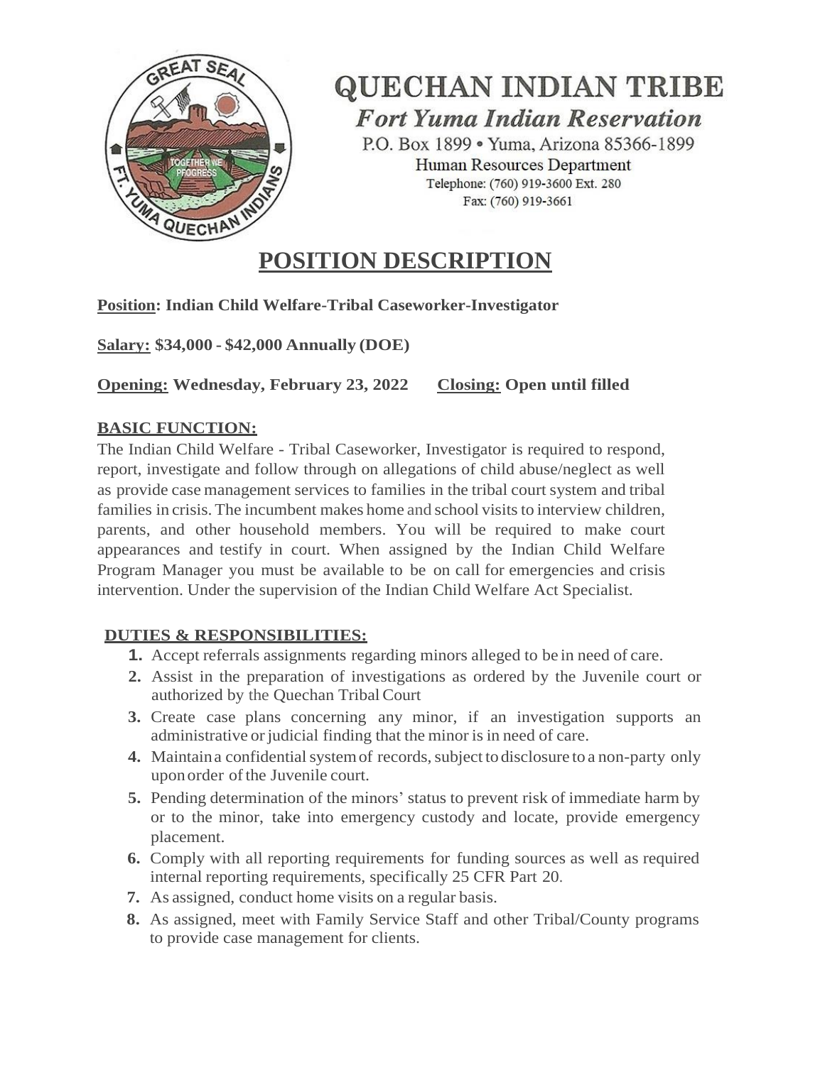# QUECHAN INDIAN TRIBE

## *Fort Yuma Indian Reservation*

P.O. Box 1899 • Yuma, Arizona 85366-1899

Human Resources Department

Telephone: (760) 919-3600 Ext. 280

Fax: (760) 919-3661

# POSITION DESCRIPTION

**Position: Indian Child Welfare-Tribal Caseworker-Investigator**

**Salary: $34,000 - $42,000 Annually (DOE)**

**Opening: Wednesday, February 23, 2022 Closing: Open until filled**

## BASIC FUNCTION:

The Indian Child Welfare - Tribal Caseworker, Investigator is required to respond, report, investigate and follow through on allegations of child abuse/neglect as well as provide case management services to families in the tribal court system and tribal families in crisis. The incumbent makes home and school visits to interview children, parents, and other household members. You will be required to make court appearances and testify in court. When assigned by the Indian Child Welfare Program Manager you must be available to be on call for emergencies and crisis intervention. Under the supervision of the Indian Child Welfare Act Specialist.

## DUTIES & RESPONSIBILITIES:

1. Accept referrals assignments regarding minors alleged to be in need of care.
2. Assist in the preparation of investigations as ordered by the Juvenile court or authorized by the Quechan Tribal Court
3. Create case plans concerning any minor, if an investigation supports an administrative or judicial finding that the minor is in need of care.
4. Maintain a confidential system of records, subject to disclosure to a non-party only upon order of the Juvenile court.
5. Pending determination of the minors' status to prevent risk of immediate harm by or to the minor, take into emergency custody and locate, provide emergency placement.
6. Comply with all reporting requirements for funding sources as well as required internal reporting requirements, specifically 25 CFR Part 20.
7. As assigned, conduct home visits on a regular basis.
8. As assigned, meet with Family Service Staff and other Tribal/County programs to provide case management for clients.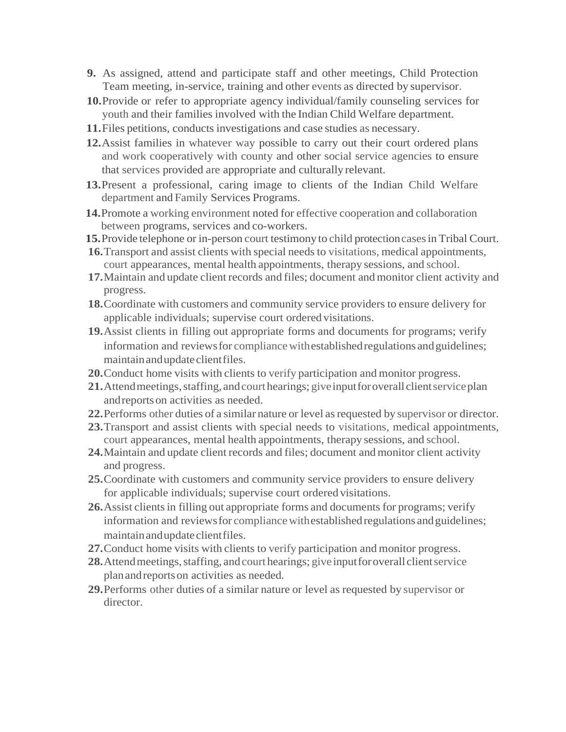9. As assigned, attend and participate staff and other meetings, Child Protection Team meeting, in-service, training and other events as directed by supervisor.
10. Provide or refer to appropriate agency individual/family counseling services for youth and their families involved with the Indian Child Welfare department.
11. Files petitions, conducts investigations and case studies as necessary.
12. Assist families in whatever way possible to carry out their court ordered plans and work cooperatively with county and other social service agencies to ensure that services provided are appropriate and culturally relevant.
13. Present a professional, caring image to clients of the Indian Child Welfare department and Family Services Programs.
14. Promote a working environment noted for effective cooperation and collaboration between programs, services and co-workers.
15. Provide telephone or in-person court testimony to child protection cases in Tribal Court.
16. Transport and assist clients with special needs to visitations, medical appointments, court appearances, mental health appointments, therapy sessions, and school.
17. Maintain and update client records and files; document and monitor client activity and progress.
18. Coordinate with customers and community service providers to ensure delivery for applicable individuals; supervise court ordered visitations.
19. Assist clients in filling out appropriate forms and documents for programs; verify information and reviews for compliance with established regulations and guidelines; maintain and update client files.
20. Conduct home visits with clients to verify participation and monitor progress.
21. Attend meetings, staffing, and court hearings; give input for overall client service plan and reports on activities as needed.
22. Performs other duties of a similar nature or level as requested by supervisor or director.
23. Transport and assist clients with special needs to visitations, medical appointments, court appearances, mental health appointments, therapy sessions, and school.
24. Maintain and update client records and files; document and monitor client activity and progress.
25. Coordinate with customers and community service providers to ensure delivery for applicable individuals; supervise court ordered visitations.
26. Assist clients in filling out appropriate forms and documents for programs; verify information and reviews for compliance with established regulations and guidelines; maintain and update client files.
27. Conduct home visits with clients to verify participation and monitor progress.
28. Attend meetings, staffing, and court hearings; give input for overall client service plan and reports on activities as needed.
29. Performs other duties of a similar nature or level as requested by supervisor or director.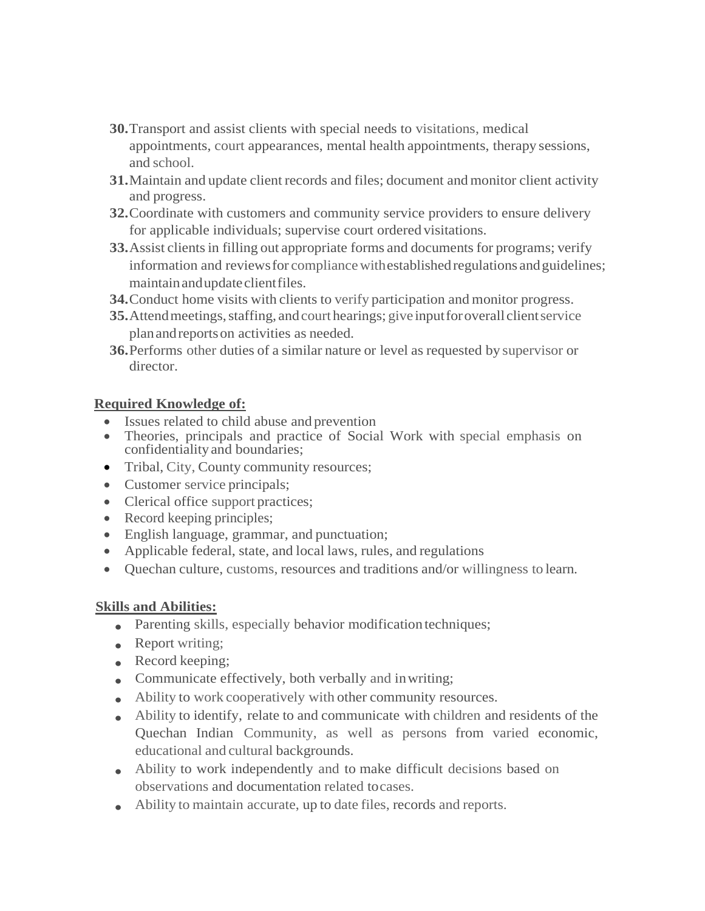30. Transport and assist clients with special needs to visitations, medical appointments, court appearances, mental health appointments, therapy sessions, and school.
31. Maintain and update client records and files; document and monitor client activity and progress.
32. Coordinate with customers and community service providers to ensure delivery for applicable individuals; supervise court ordered visitations.
33. Assist clients in filling out appropriate forms and documents for programs; verify information and reviews for compliance with established regulations and guidelines; maintain and update client files.
34. Conduct home visits with clients to verify participation and monitor progress.
35. Attend meetings, staffing, and court hearings; give input for overall client service plan and reports on activities as needed.
36. Performs other duties of a similar nature or level as requested by supervisor or director.

**Required Knowledge of:**

- Issues related to child abuse and prevention
- Theories, principals and practice of Social Work with special emphasis on confidentiality and boundaries;
- Tribal, City, County community resources;
- Customer service principals;
- Clerical office support practices;
- Record keeping principles;
- English language, grammar, and punctuation;
- Applicable federal, state, and local laws, rules, and regulations
- Quechan culture, customs, resources and traditions and/or willingness to learn.

**Skills and Abilities:**

- Parenting skills, especially behavior modification techniques;
- Report writing;
- Record keeping;
- Communicate effectively, both verbally and in writing;
- Ability to work cooperatively with other community resources.
- Ability to identify, relate to and communicate with children and residents of the Quechan Indian Community, as well as persons from varied economic, educational and cultural backgrounds.
- Ability to work independently and to make difficult decisions based on observations and documentation related to cases.
- Ability to maintain accurate, up to date files, records and reports.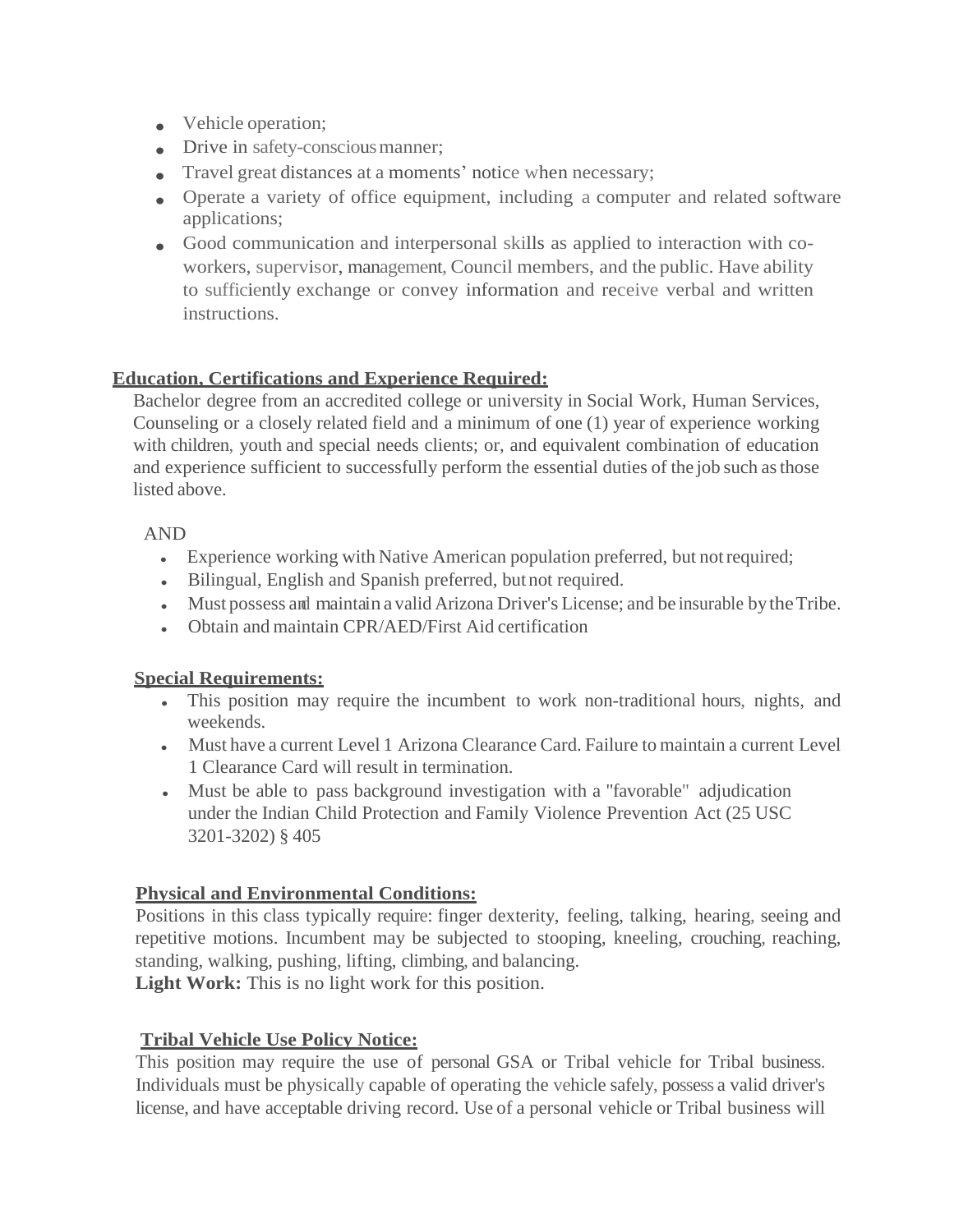- Vehicle operation;
- Drive in safety-conscious manner;
- Travel great distances at a moments' notice when necessary;
- Operate a variety of office equipment, including a computer and related software applications;
- Good communication and interpersonal skills as applied to interaction with co-workers, supervisor, management, Council members, and the public. Have ability to sufficiently exchange or convey information and receive verbal and written instructions.

**Education, Certifications and Experience Required:**

Bachelor degree from an accredited college or university in Social Work, Human Services, Counseling or a closely related field and a minimum of one (1) year of experience working with children, youth and special needs clients; or, and equivalent combination of education and experience sufficient to successfully perform the essential duties of the job such as those listed above.

AND

- Experience working with Native American population preferred, but not required;
- Bilingual, English and Spanish preferred, but not required.
- Must possess and maintain a valid Arizona Driver's License; and be insurable by the Tribe.
- Obtain and maintain CPR/AED/First Aid certification

**Special Requirements:**

- This position may require the incumbent to work non-traditional hours, nights, and weekends.
- Must have a current Level 1 Arizona Clearance Card. Failure to maintain a current Level 1 Clearance Card will result in termination.
- Must be able to pass background investigation with a "favorable" adjudication under the Indian Child Protection and Family Violence Prevention Act (25 USC 3201-3202) § 405

**Physical and Environmental Conditions:**

Positions in this class typically require: finger dexterity, feeling, talking, hearing, seeing and repetitive motions. Incumbent may be subjected to stooping, kneeling, crouching, reaching, standing, walking, pushing, lifting, climbing, and balancing.

**Light Work:** This is no light work for this position.

**Tribal Vehicle Use Policy Notice:**

This position may require the use of personal GSA or Tribal vehicle for Tribal business. Individuals must be physically capable of operating the vehicle safely, possess a valid driver's license, and have acceptable driving record. Use of a personal vehicle or Tribal business will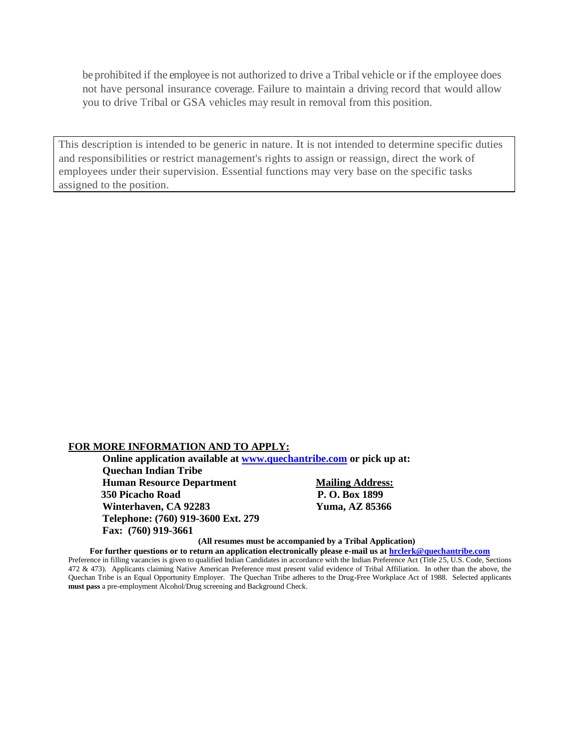be prohibited if the employee is not authorized to drive a Tribal vehicle or if the employee does not have personal insurance coverage. Failure to maintain a driving record that would allow you to drive Tribal or GSA vehicles may result in removal from this position.

This description is intended to be generic in nature. It is not intended to determine specific duties and responsibilities or restrict management's rights to assign or reassign, direct the work of employees under their supervision. Essential functions may very base on the specific tasks assigned to the position.

**FOR MORE INFORMATION AND TO APPLY:**

**Online application available at [www.quechantribe.com](http://www.quechantribe.com) or pick up at:**

**Quechan Indian Tribe**
**Human Resource Department**
**350 Picacho Road**
**Winterhaven, CA 92283**
**Telephone: (760) 919-3600 Ext. 279**
**Fax: (760) 919-3661**

**Mailing Address:**
**P. O. Box 1899**
**Yuma, AZ 85366**

**(All resumes must be accompanied by a Tribal Application)**

**For further questions or to return an application electronically please e-mail us at [hrclerk@quechantribe.com](mailto:hrclerk@quechantribe.com)**

Preference in filling vacancies is given to qualified Indian Candidates in accordance with the Indian Preference Act (Title 25, U.S. Code, Sections 472 & 473). Applicants claiming Native American Preference must present valid evidence of Tribal Affiliation. In other than the above, the Quechan Tribe is an Equal Opportunity Employer. The Quechan Tribe adheres to the Drug-Free Workplace Act of 1988. Selected applicants **must pass** a pre-employment Alcohol/Drug screening and Background Check.